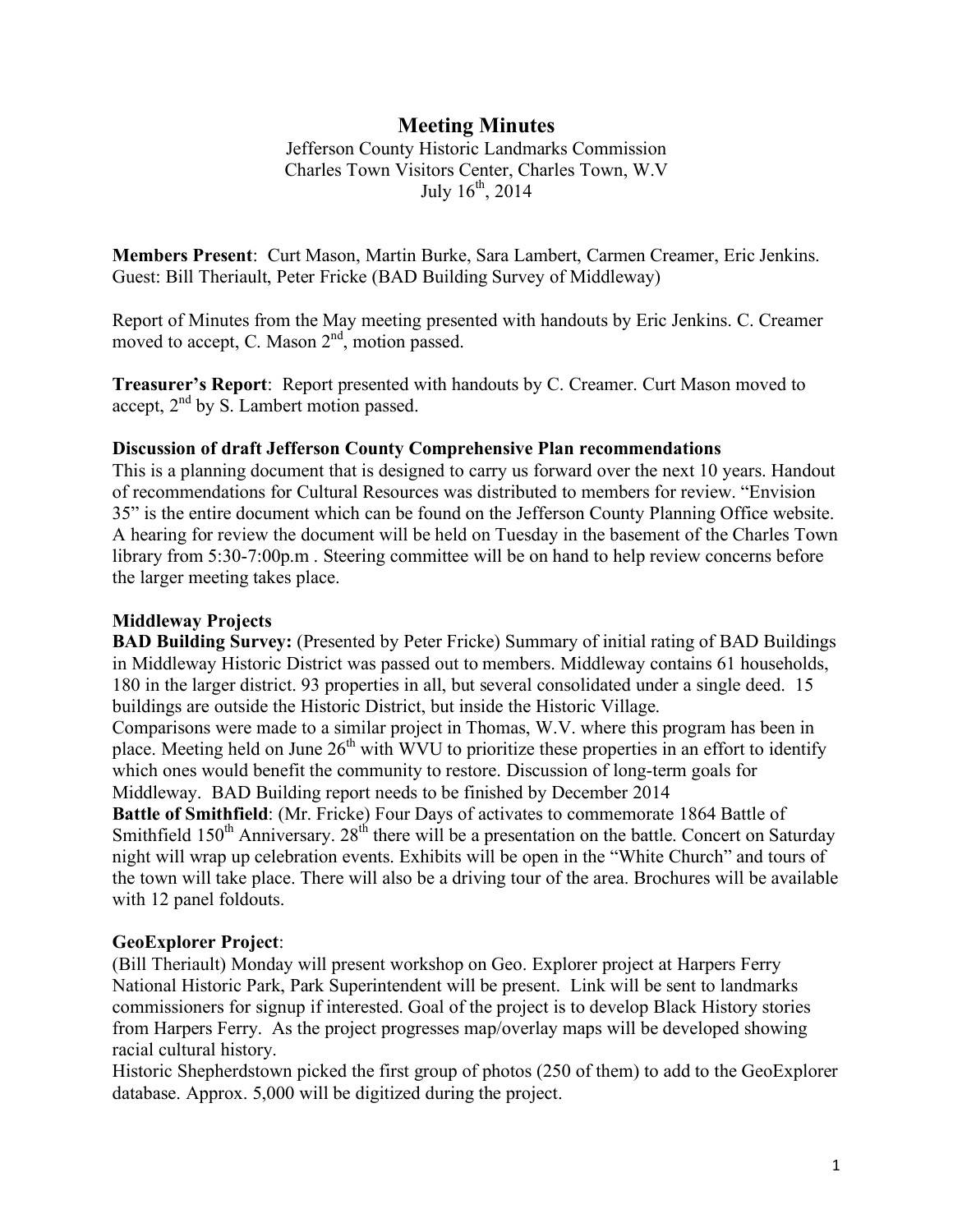# Meeting Minutes

Jefferson County Historic Landmarks Commission
Charles Town Visitors Center, Charles Town, W.V
July 16th, 2014

**Members Present**: Curt Mason, Martin Burke, Sara Lambert, Carmen Creamer, Eric Jenkins. Guest: Bill Theriault, Peter Fricke (BAD Building Survey of Middleway)

Report of Minutes from the May meeting presented with handouts by Eric Jenkins. C. Creamer moved to accept, C. Mason 2nd, motion passed.

**Treasurer's Report**: Report presented with handouts by C. Creamer. Curt Mason moved to accept, 2nd by S. Lambert motion passed.

**Discussion of draft Jefferson County Comprehensive Plan recommendations**

This is a planning document that is designed to carry us forward over the next 10 years. Handout of recommendations for Cultural Resources was distributed to members for review. "Envision 35" is the entire document which can be found on the Jefferson County Planning Office website. A hearing for review the document will be held on Tuesday in the basement of the Charles Town library from 5:30-7:00p.m . Steering committee will be on hand to help review concerns before the larger meeting takes place.

**Middleway Projects**

**BAD Building Survey:** (Presented by Peter Fricke) Summary of initial rating of BAD Buildings in Middleway Historic District was passed out to members. Middleway contains 61 households, 180 in the larger district. 93 properties in all, but several consolidated under a single deed. 15 buildings are outside the Historic District, but inside the Historic Village.

Comparisons were made to a similar project in Thomas, W.V. where this program has been in place. Meeting held on June 26th with WVU to prioritize these properties in an effort to identify which ones would benefit the community to restore. Discussion of long-term goals for Middleway. BAD Building report needs to be finished by December 2014

**Battle of Smithfield**: (Mr. Fricke) Four Days of activates to commemorate 1864 Battle of Smithfield 150th Anniversary. 28th there will be a presentation on the battle. Concert on Saturday night will wrap up celebration events. Exhibits will be open in the "White Church" and tours of the town will take place. There will also be a driving tour of the area. Brochures will be available with 12 panel foldouts.

**GeoExplorer Project**:

(Bill Theriault) Monday will present workshop on Geo. Explorer project at Harpers Ferry National Historic Park, Park Superintendent will be present. Link will be sent to landmarks commissioners for signup if interested. Goal of the project is to develop Black History stories from Harpers Ferry. As the project progresses map/overlay maps will be developed showing racial cultural history.

Historic Shepherdstown picked the first group of photos (250 of them) to add to the GeoExplorer database. Approx. 5,000 will be digitized during the project.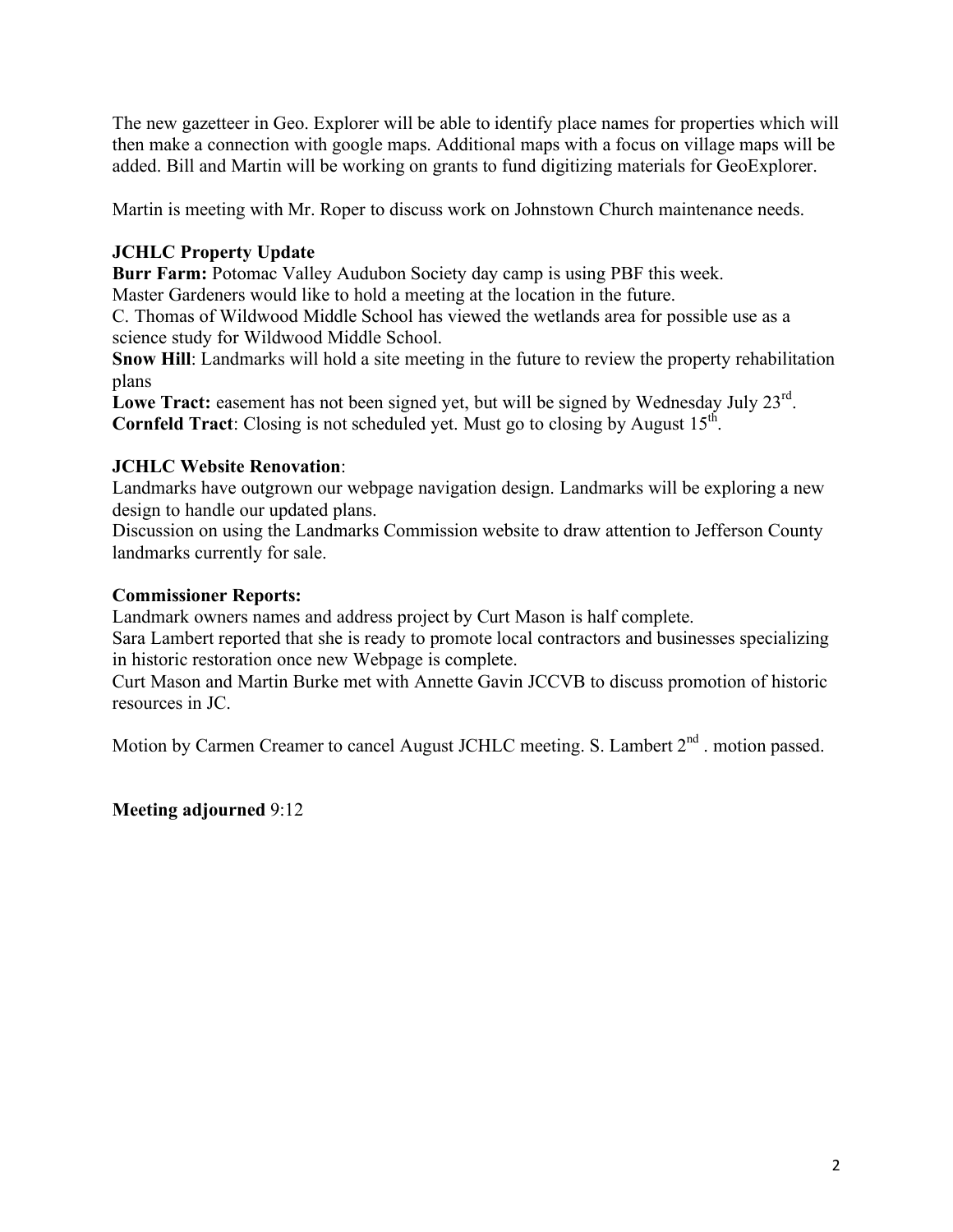The new gazetteer in Geo. Explorer will be able to identify place names for properties which will then make a connection with google maps. Additional maps with a focus on village maps will be added. Bill and Martin will be working on grants to fund digitizing materials for GeoExplorer.

Martin is meeting with Mr. Roper to discuss work on Johnstown Church maintenance needs.

**JCHLC Property Update**

**Burr Farm:** Potomac Valley Audubon Society day camp is using PBF this week.
Master Gardeners would like to hold a meeting at the location in the future.
C. Thomas of Wildwood Middle School has viewed the wetlands area for possible use as a science study for Wildwood Middle School.
**Snow Hill**: Landmarks will hold a site meeting in the future to review the property rehabilitation plans
**Lowe Tract:** easement has not been signed yet, but will be signed by Wednesday July 23rd.
**Cornfeld Tract**: Closing is not scheduled yet. Must go to closing by August 15th.

**JCHLC Website Renovation**:

Landmarks have outgrown our webpage navigation design. Landmarks will be exploring a new design to handle our updated plans.
Discussion on using the Landmarks Commission website to draw attention to Jefferson County landmarks currently for sale.

**Commissioner Reports:**

Landmark owners names and address project by Curt Mason is half complete.
Sara Lambert reported that she is ready to promote local contractors and businesses specializing in historic restoration once new Webpage is complete.
Curt Mason and Martin Burke met with Annette Gavin JCCVB to discuss promotion of historic resources in JC.

Motion by Carmen Creamer to cancel August JCHLC meeting. S. Lambert 2nd . motion passed.

**Meeting adjourned** 9:12